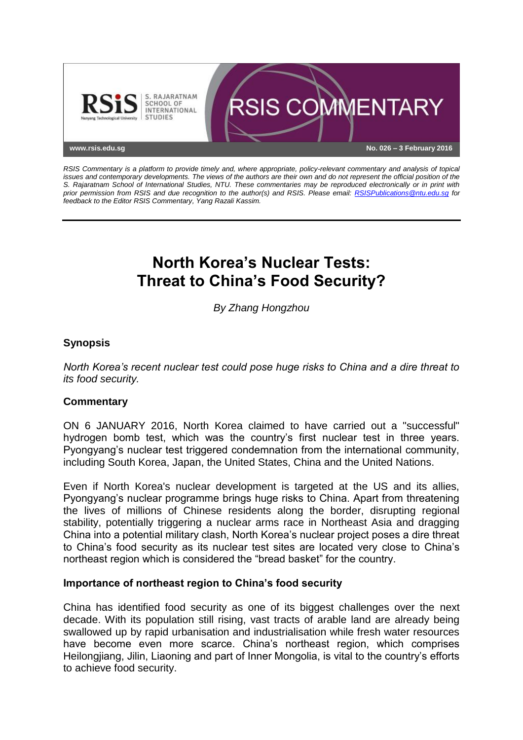RSIS COMMENTARY

www.rsis.edu.sg

No. 026 – 3 February 2016

*RSIS Commentary is a platform to provide timely and, where appropriate, policy-relevant commentary and analysis of topical issues and contemporary developments. The views of the authors are their own and do not represent the official position of the S. Rajaratnam School of International Studies, NTU. These commentaries may be reproduced electronically or in print with prior permission from RSIS and due recognition to the author(s) and RSIS. Please email: RSISPublications@ntu.edu.sg for feedback to the Editor RSIS Commentary, Yang Razali Kassim.*

# North Korea's Nuclear Tests: Threat to China's Food Security?

*By Zhang Hongzhou*

## Synopsis

*North Korea's recent nuclear test could pose huge risks to China and a dire threat to its food security.*

## Commentary

ON 6 JANUARY 2016, North Korea claimed to have carried out a "successful" hydrogen bomb test, which was the country's first nuclear test in three years. Pyongyang's nuclear test triggered condemnation from the international community, including South Korea, Japan, the United States, China and the United Nations.

Even if North Korea's nuclear development is targeted at the US and its allies, Pyongyang's nuclear programme brings huge risks to China. Apart from threatening the lives of millions of Chinese residents along the border, disrupting regional stability, potentially triggering a nuclear arms race in Northeast Asia and dragging China into a potential military clash, North Korea's nuclear project poses a dire threat to China's food security as its nuclear test sites are located very close to China's northeast region which is considered the "bread basket" for the country.

### Importance of northeast region to China's food security

China has identified food security as one of its biggest challenges over the next decade. With its population still rising, vast tracts of arable land are already being swallowed up by rapid urbanisation and industrialisation while fresh water resources have become even more scarce. China's northeast region, which comprises Heilongjiang, Jilin, Liaoning and part of Inner Mongolia, is vital to the country's efforts to achieve food security.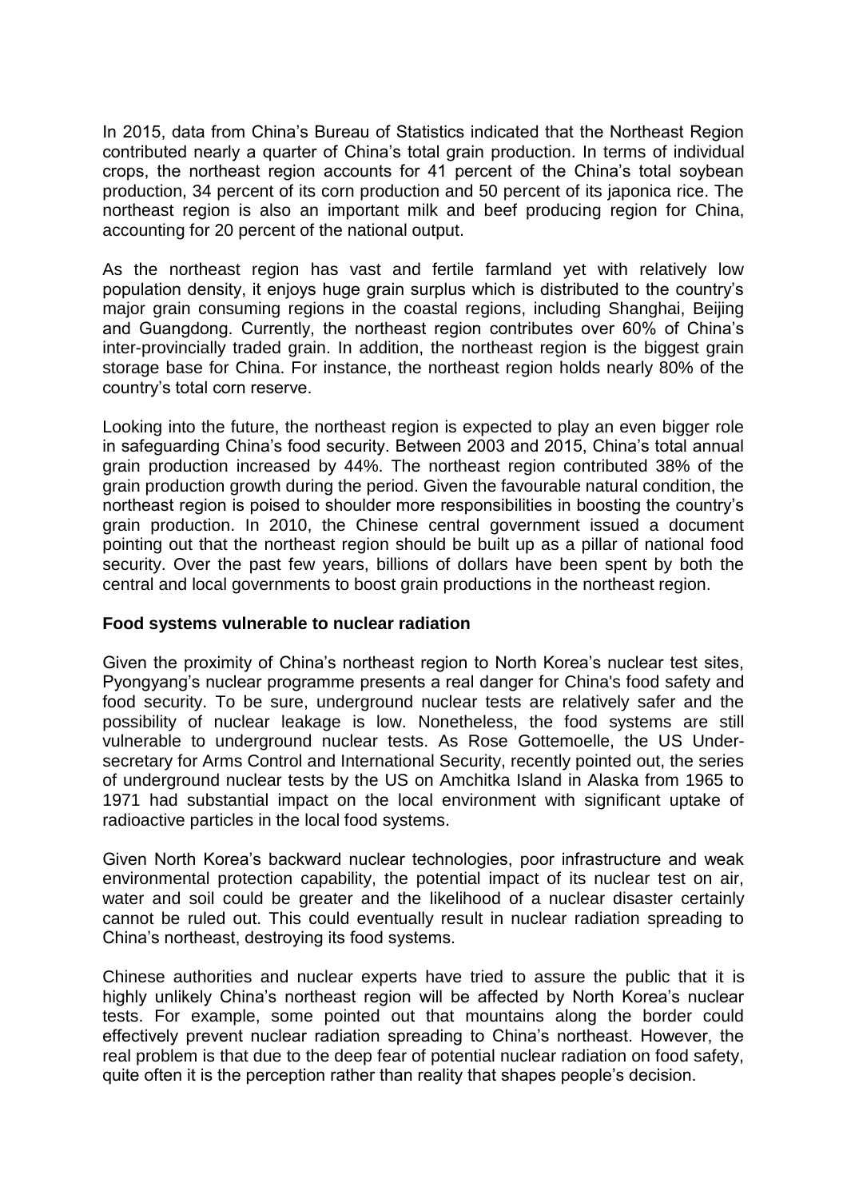In 2015, data from China's Bureau of Statistics indicated that the Northeast Region contributed nearly a quarter of China's total grain production. In terms of individual crops, the northeast region accounts for 41 percent of the China's total soybean production, 34 percent of its corn production and 50 percent of its japonica rice. The northeast region is also an important milk and beef producing region for China, accounting for 20 percent of the national output.

As the northeast region has vast and fertile farmland yet with relatively low population density, it enjoys huge grain surplus which is distributed to the country's major grain consuming regions in the coastal regions, including Shanghai, Beijing and Guangdong. Currently, the northeast region contributes over 60% of China's inter-provincially traded grain. In addition, the northeast region is the biggest grain storage base for China. For instance, the northeast region holds nearly 80% of the country's total corn reserve.

Looking into the future, the northeast region is expected to play an even bigger role in safeguarding China's food security. Between 2003 and 2015, China's total annual grain production increased by 44%. The northeast region contributed 38% of the grain production growth during the period. Given the favourable natural condition, the northeast region is poised to shoulder more responsibilities in boosting the country's grain production. In 2010, the Chinese central government issued a document pointing out that the northeast region should be built up as a pillar of national food security. Over the past few years, billions of dollars have been spent by both the central and local governments to boost grain productions in the northeast region.

**Food systems vulnerable to nuclear radiation**

Given the proximity of China's northeast region to North Korea's nuclear test sites, Pyongyang's nuclear programme presents a real danger for China's food safety and food security. To be sure, underground nuclear tests are relatively safer and the possibility of nuclear leakage is low. Nonetheless, the food systems are still vulnerable to underground nuclear tests. As Rose Gottemoelle, the US Under-secretary for Arms Control and International Security, recently pointed out, the series of underground nuclear tests by the US on Amchitka Island in Alaska from 1965 to 1971 had substantial impact on the local environment with significant uptake of radioactive particles in the local food systems.

Given North Korea's backward nuclear technologies, poor infrastructure and weak environmental protection capability, the potential impact of its nuclear test on air, water and soil could be greater and the likelihood of a nuclear disaster certainly cannot be ruled out. This could eventually result in nuclear radiation spreading to China's northeast, destroying its food systems.

Chinese authorities and nuclear experts have tried to assure the public that it is highly unlikely China's northeast region will be affected by North Korea's nuclear tests. For example, some pointed out that mountains along the border could effectively prevent nuclear radiation spreading to China's northeast. However, the real problem is that due to the deep fear of potential nuclear radiation on food safety, quite often it is the perception rather than reality that shapes people's decision.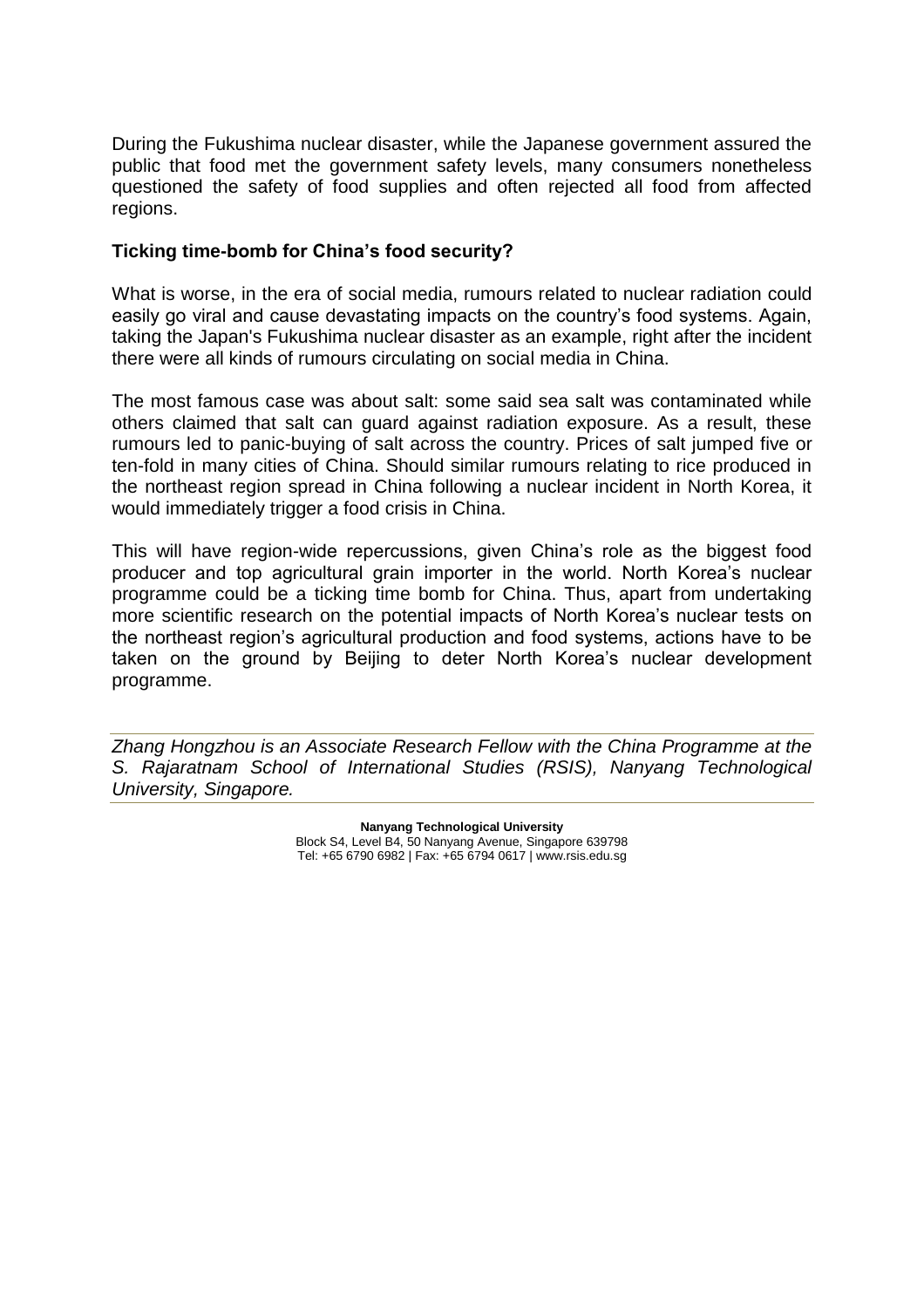During the Fukushima nuclear disaster, while the Japanese government assured the public that food met the government safety levels, many consumers nonetheless questioned the safety of food supplies and often rejected all food from affected regions.

**Ticking time-bomb for China's food security?**

What is worse, in the era of social media, rumours related to nuclear radiation could easily go viral and cause devastating impacts on the country's food systems. Again, taking the Japan's Fukushima nuclear disaster as an example, right after the incident there were all kinds of rumours circulating on social media in China.

The most famous case was about salt: some said sea salt was contaminated while others claimed that salt can guard against radiation exposure. As a result, these rumours led to panic-buying of salt across the country. Prices of salt jumped five or ten-fold in many cities of China. Should similar rumours relating to rice produced in the northeast region spread in China following a nuclear incident in North Korea, it would immediately trigger a food crisis in China.

This will have region-wide repercussions, given China's role as the biggest food producer and top agricultural grain importer in the world. North Korea's nuclear programme could be a ticking time bomb for China. Thus, apart from undertaking more scientific research on the potential impacts of North Korea's nuclear tests on the northeast region's agricultural production and food systems, actions have to be taken on the ground by Beijing to deter North Korea's nuclear development programme.

---

*Zhang Hongzhou is an Associate Research Fellow with the China Programme at the S. Rajaratnam School of International Studies (RSIS), Nanyang Technological University, Singapore.*

---

**Nanyang Technological University**
Block S4, Level B4, 50 Nanyang Avenue, Singapore 639798
Tel: +65 6790 6982 | Fax: +65 6794 0617 | www.rsis.edu.sg